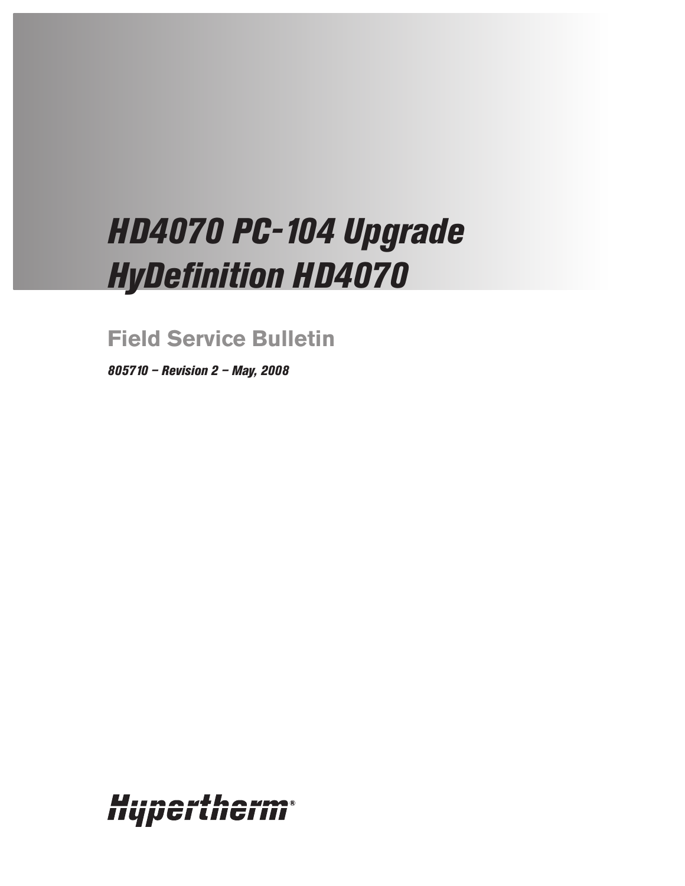# HD4070 PC-104 Upgrade
# HyDefinition HD4070

## Field Service Bulletin

*805710 – Revision 2 – May, 2008*

Hypertherm®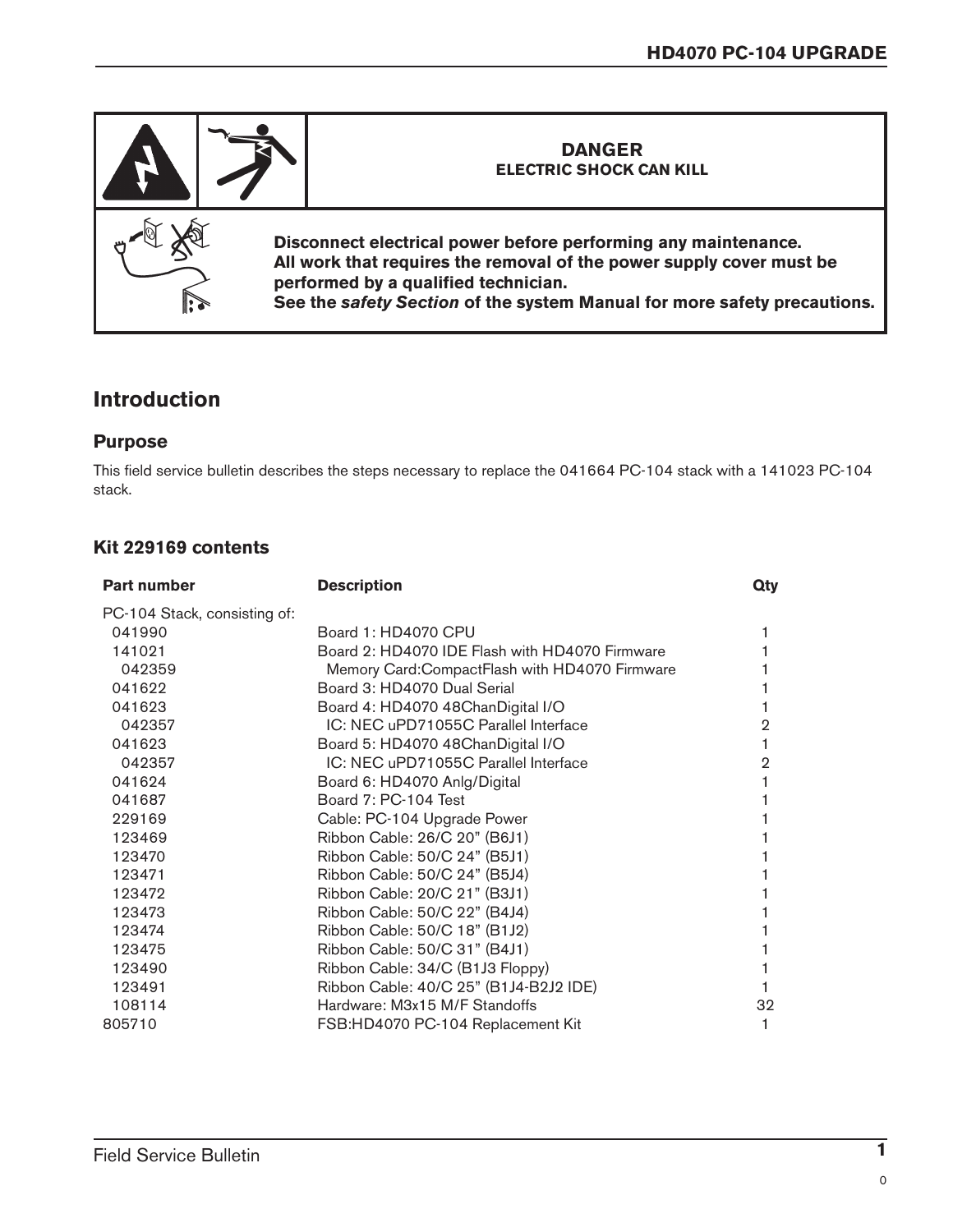**DANGER**
**ELECTRIC SHOCK CAN KILL**

**Disconnect electrical power before performing any maintenance.**
**All work that requires the removal of the power supply cover must be performed by a qualified technician.**
**See the *safety Section* of the system Manual for more safety precautions.**

# Introduction

## Purpose

This field service bulletin describes the steps necessary to replace the 041664 PC-104 stack with a 141023 PC-104 stack.

## Kit 229169 contents

| Part number | Description | Qty |
|---|---|---|
| PC-104 Stack, consisting of: | | |
| 041990 | Board 1: HD4070 CPU | 1 |
| 141021 | Board 2: HD4070 IDE Flash with HD4070 Firmware | 1 |
| 042359 | Memory Card:CompactFlash with HD4070 Firmware | 1 |
| 041622 | Board 3: HD4070 Dual Serial | 1 |
| 041623 | Board 4: HD4070 48ChanDigital I/O | 1 |
| 042357 | IC: NEC uPD71055C Parallel Interface | 2 |
| 041623 | Board 5: HD4070 48ChanDigital I/O | 1 |
| 042357 | IC: NEC uPD71055C Parallel Interface | 2 |
| 041624 | Board 6: HD4070 Anlg/Digital | 1 |
| 041687 | Board 7: PC-104 Test | 1 |
| 229169 | Cable: PC-104 Upgrade Power | 1 |
| 123469 | Ribbon Cable: 26/C 20" (B6J1) | 1 |
| 123470 | Ribbon Cable: 50/C 24" (B5J1) | 1 |
| 123471 | Ribbon Cable: 50/C 24" (B5J4) | 1 |
| 123472 | Ribbon Cable: 20/C 21" (B3J1) | 1 |
| 123473 | Ribbon Cable: 50/C 22" (B4J4) | 1 |
| 123474 | Ribbon Cable: 50/C 18" (B1J2) | 1 |
| 123475 | Ribbon Cable: 50/C 31" (B4J1) | 1 |
| 123490 | Ribbon Cable: 34/C (B1J3 Floppy) | 1 |
| 123491 | Ribbon Cable: 40/C 25" (B1J4-B2J2 IDE) | 1 |
| 108114 | Hardware: M3x15 M/F Standoffs | 32 |
| 805710 | FSB:HD4070 PC-104 Replacement Kit | 1 |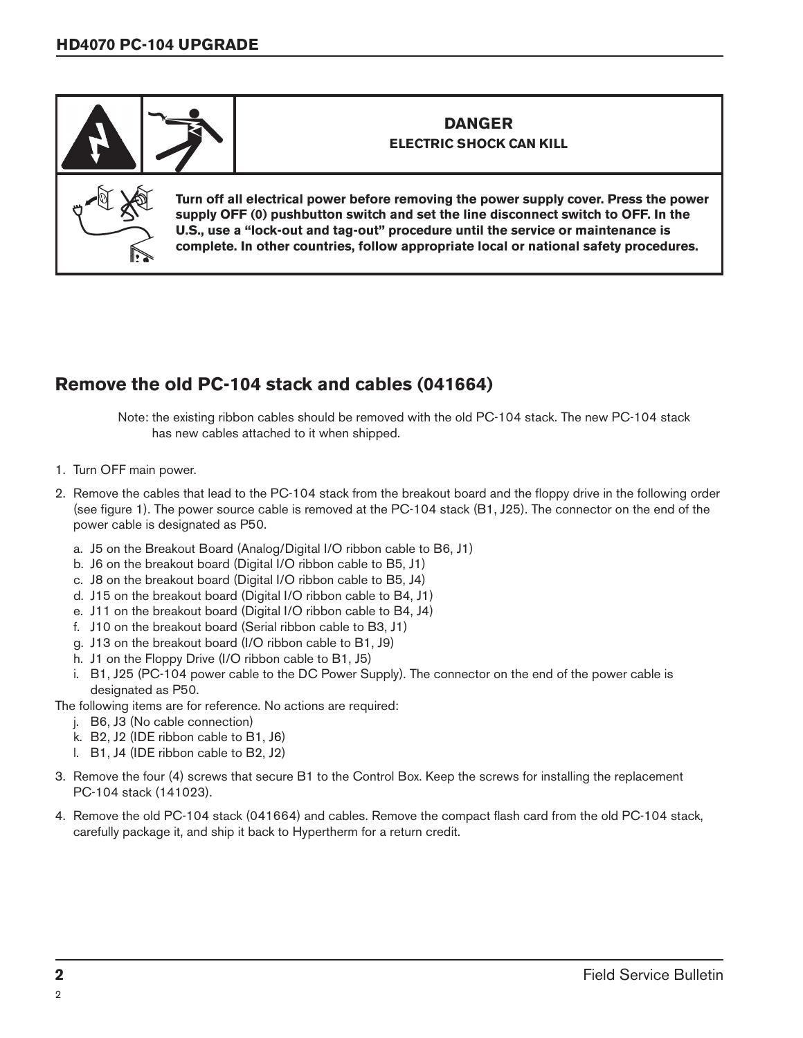**DANGER**
**ELECTRIC SHOCK CAN KILL**

**Turn off all electrical power before removing the power supply cover. Press the power supply OFF (0) pushbutton switch and set the line disconnect switch to OFF. In the U.S., use a "lock-out and tag-out" procedure until the service or maintenance is complete. In other countries, follow appropriate local or national safety procedures.**

## Remove the old PC-104 stack and cables (041664)

Note: the existing ribbon cables should be removed with the old PC-104 stack. The new PC-104 stack has new cables attached to it when shipped.

1. Turn OFF main power.
2. Remove the cables that lead to the PC-104 stack from the breakout board and the floppy drive in the following order (see figure 1). The power source cable is removed at the PC-104 stack (B1, J25). The connector on the end of the power cable is designated as P50.
   a. J5 on the Breakout Board (Analog/Digital I/O ribbon cable to B6, J1)
   b. J6 on the breakout board (Digital I/O ribbon cable to B5, J1)
   c. J8 on the breakout board (Digital I/O ribbon cable to B5, J4)
   d. J15 on the breakout board (Digital I/O ribbon cable to B4, J1)
   e. J11 on the breakout board (Digital I/O ribbon cable to B4, J4)
   f. J10 on the breakout board (Serial ribbon cable to B3, J1)
   g. J13 on the breakout board (I/O ribbon cable to B1, J9)
   h. J1 on the Floppy Drive (I/O ribbon cable to B1, J5)
   i. B1, J25 (PC-104 power cable to the DC Power Supply). The connector on the end of the power cable is designated as P50.

   The following items are for reference. No actions are required:

   j. B6, J3 (No cable connection)
   k. B2, J2 (IDE ribbon cable to B1, J6)
   l. B1, J4 (IDE ribbon cable to B2, J2)
3. Remove the four (4) screws that secure B1 to the Control Box. Keep the screws for installing the replacement PC-104 stack (141023).
4. Remove the old PC-104 stack (041664) and cables. Remove the compact flash card from the old PC-104 stack, carefully package it, and ship it back to Hypertherm for a return credit.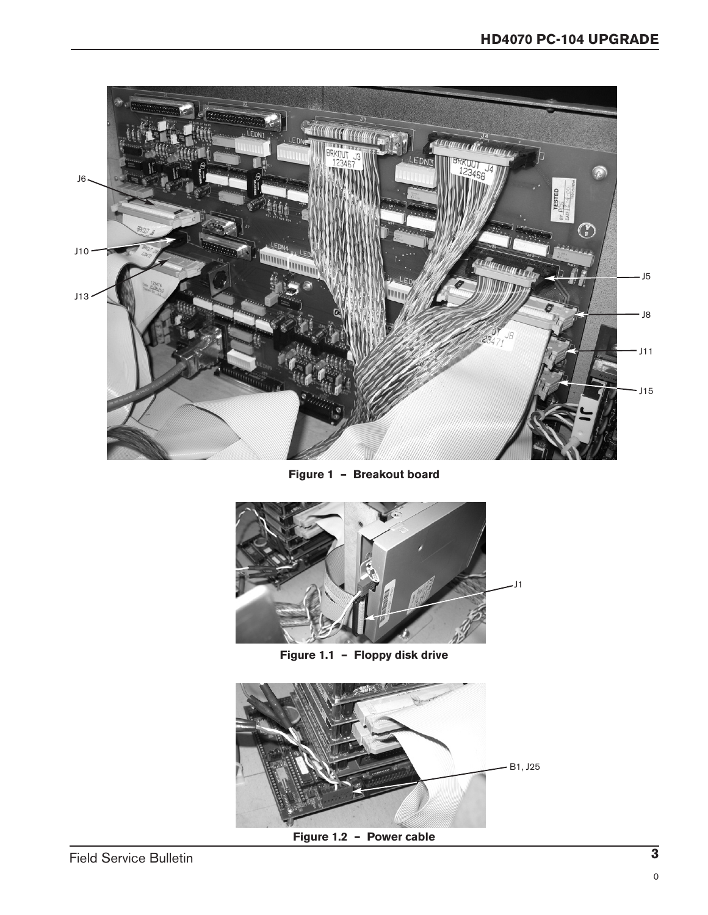Figure 1 – Breakout board

Figure 1.1 – Floppy disk drive

Figure 1.2 – Power cable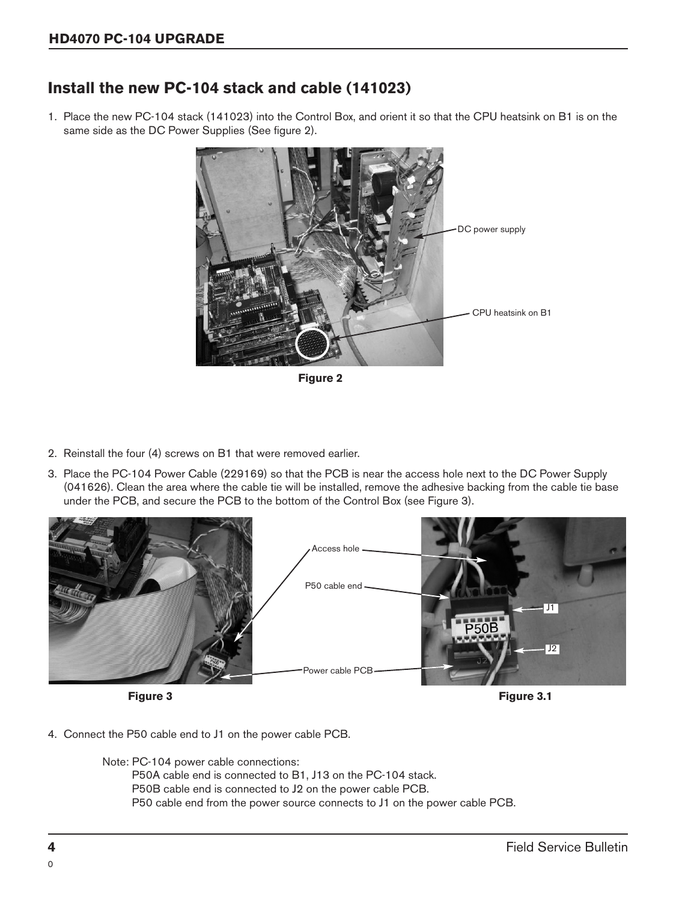## Install the new PC-104 stack and cable (141023)

1. Place the new PC-104 stack (141023) into the Control Box, and orient it so that the CPU heatsink on B1 is on the same side as the DC Power Supplies (See figure 2).

DC power supply

CPU heatsink on B1

**Figure 2**

2. Reinstall the four (4) screws on B1 that were removed earlier.
3. Place the PC-104 Power Cable (229169) so that the PCB is near the access hole next to the DC Power Supply (041626). Clean the area where the cable tie will be installed, remove the adhesive backing from the cable tie base under the PCB, and secure the PCB to the bottom of the Control Box (see Figure 3).

Access hole

P50 cable end

Power cable PCB

J1

P50B

J2

**Figure 3**

**Figure 3.1**

4. Connect the P50 cable end to J1 on the power cable PCB.

Note: PC-104 power cable connections:
P50A cable end is connected to B1, J13 on the PC-104 stack.
P50B cable end is connected to J2 on the power cable PCB.
P50 cable end from the power source connects to J1 on the power cable PCB.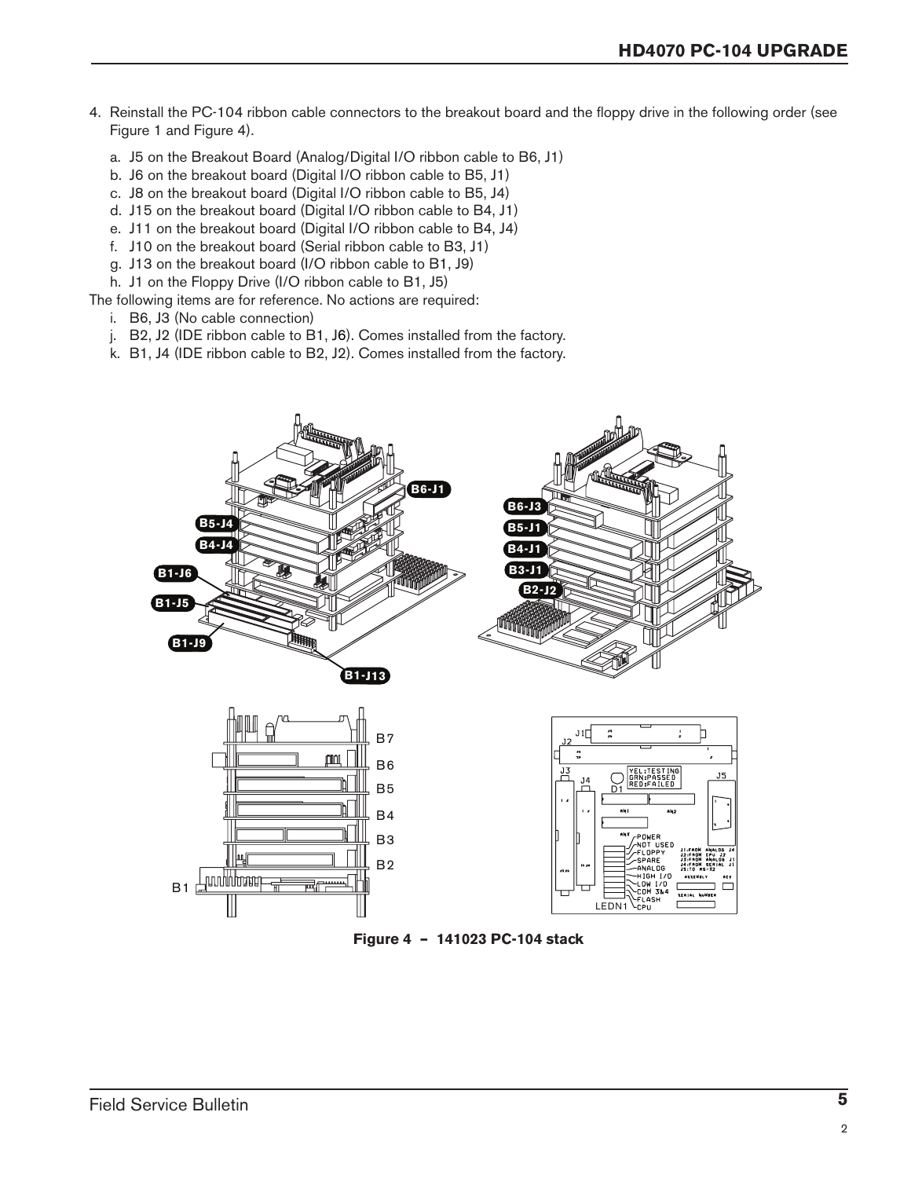4. Reinstall the PC-104 ribbon cable connectors to the breakout board and the floppy drive in the following order (see Figure 1 and Figure 4).
   a. J5 on the Breakout Board (Analog/Digital I/O ribbon cable to B6, J1)
   b. J6 on the breakout board (Digital I/O ribbon cable to B5, J1)
   c. J8 on the breakout board (Digital I/O ribbon cable to B5, J4)
   d. J15 on the breakout board (Digital I/O ribbon cable to B4, J1)
   e. J11 on the breakout board (Digital I/O ribbon cable to B4, J4)
   f. J10 on the breakout board (Serial ribbon cable to B3, J1)
   g. J13 on the breakout board (I/O ribbon cable to B1, J9)
   h. J1 on the Floppy Drive (I/O ribbon cable to B1, J5)

The following items are for reference. No actions are required:

   i. B6, J3 (No cable connection)
   j. B2, J2 (IDE ribbon cable to B1, J6). Comes installed from the factory.
   k. B1, J4 (IDE ribbon cable to B2, J2). Comes installed from the factory.

**Figure 4 – 141023 PC-104 stack**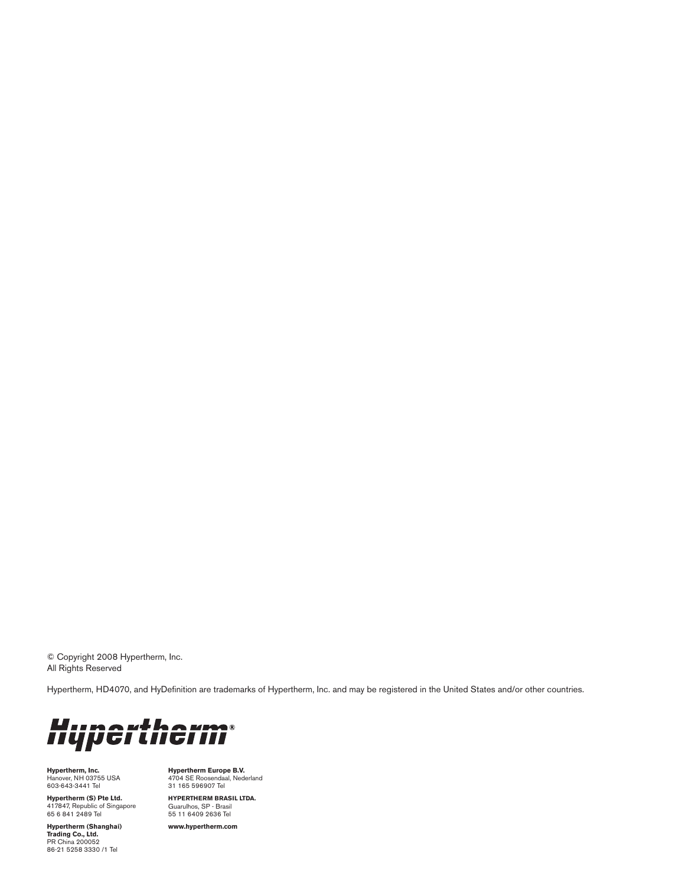© Copyright 2008 Hypertherm, Inc.
All Rights Reserved

Hypertherm, HD4070, and HyDefinition are trademarks of Hypertherm, Inc. and may be registered in the United States and/or other countries.

Hypertherm®

**Hypertherm, Inc.**
Hanover, NH 03755 USA
603-643-3441 Tel

**Hypertherm (S) Pte Ltd.**
417847, Republic of Singapore
65 6 841 2489 Tel

**Hypertherm (Shanghai) Trading Co., Ltd.**
PR China 200052
86-21 5258 3330 /1 Tel

**Hypertherm Europe B.V.**
4704 SE Roosendaal, Nederland
31 165 596907 Tel

**HYPERTHERM BRASIL LTDA.**
Guarulhos, SP - Brasil
55 11 6409 2636 Tel

**www.hypertherm.com**